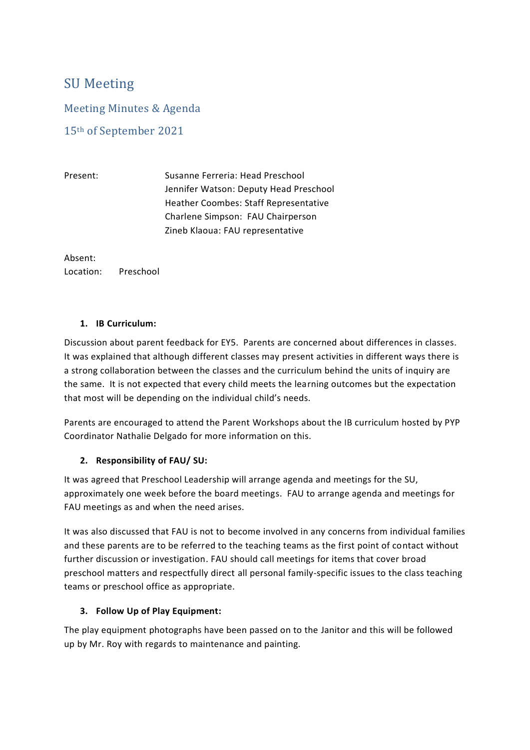# SU Meeting

## Meeting Minutes & Agenda

## 15th of September 2021

| Present: | Susanne Ferreria: Head Preschool |
|---|---|
| | Jennifer Watson: Deputy Head Preschool |
| | Heather Coombes: Staff Representative |
| | Charlene Simpson: FAU Chairperson |
| | Zineb Klaoua: FAU representative |

Absent:
Location: Preschool

1. **IB Curriculum:**

Discussion about parent feedback for EY5. Parents are concerned about differences in classes. It was explained that although different classes may present activities in different ways there is a strong collaboration between the classes and the curriculum behind the units of inquiry are the same. It is not expected that every child meets the learning outcomes but the expectation that most will be depending on the individual child's needs.

Parents are encouraged to attend the Parent Workshops about the IB curriculum hosted by PYP Coordinator Nathalie Delgado for more information on this.

2. **Responsibility of FAU/ SU:**

It was agreed that Preschool Leadership will arrange agenda and meetings for the SU, approximately one week before the board meetings. FAU to arrange agenda and meetings for FAU meetings as and when the need arises.

It was also discussed that FAU is not to become involved in any concerns from individual families and these parents are to be referred to the teaching teams as the first point of contact without further discussion or investigation. FAU should call meetings for items that cover broad preschool matters and respectfully direct all personal family-specific issues to the class teaching teams or preschool office as appropriate.

3. **Follow Up of Play Equipment:**

The play equipment photographs have been passed on to the Janitor and this will be followed up by Mr. Roy with regards to maintenance and painting.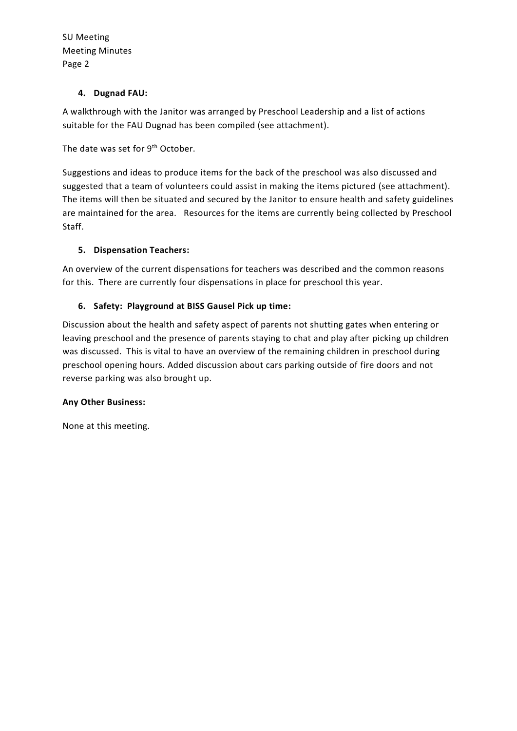4. **Dugnad FAU:**

A walkthrough with the Janitor was arranged by Preschool Leadership and a list of actions suitable for the FAU Dugnad has been compiled (see attachment).

The date was set for 9th October.

Suggestions and ideas to produce items for the back of the preschool was also discussed and suggested that a team of volunteers could assist in making the items pictured (see attachment). The items will then be situated and secured by the Janitor to ensure health and safety guidelines are maintained for the area. Resources for the items are currently being collected by Preschool Staff.

5. **Dispensation Teachers:**

An overview of the current dispensations for teachers was described and the common reasons for this. There are currently four dispensations in place for preschool this year.

6. **Safety: Playground at BISS Gausel Pick up time:**

Discussion about the health and safety aspect of parents not shutting gates when entering or leaving preschool and the presence of parents staying to chat and play after picking up children was discussed. This is vital to have an overview of the remaining children in preschool during preschool opening hours. Added discussion about cars parking outside of fire doors and not reverse parking was also brought up.

**Any Other Business:**

None at this meeting.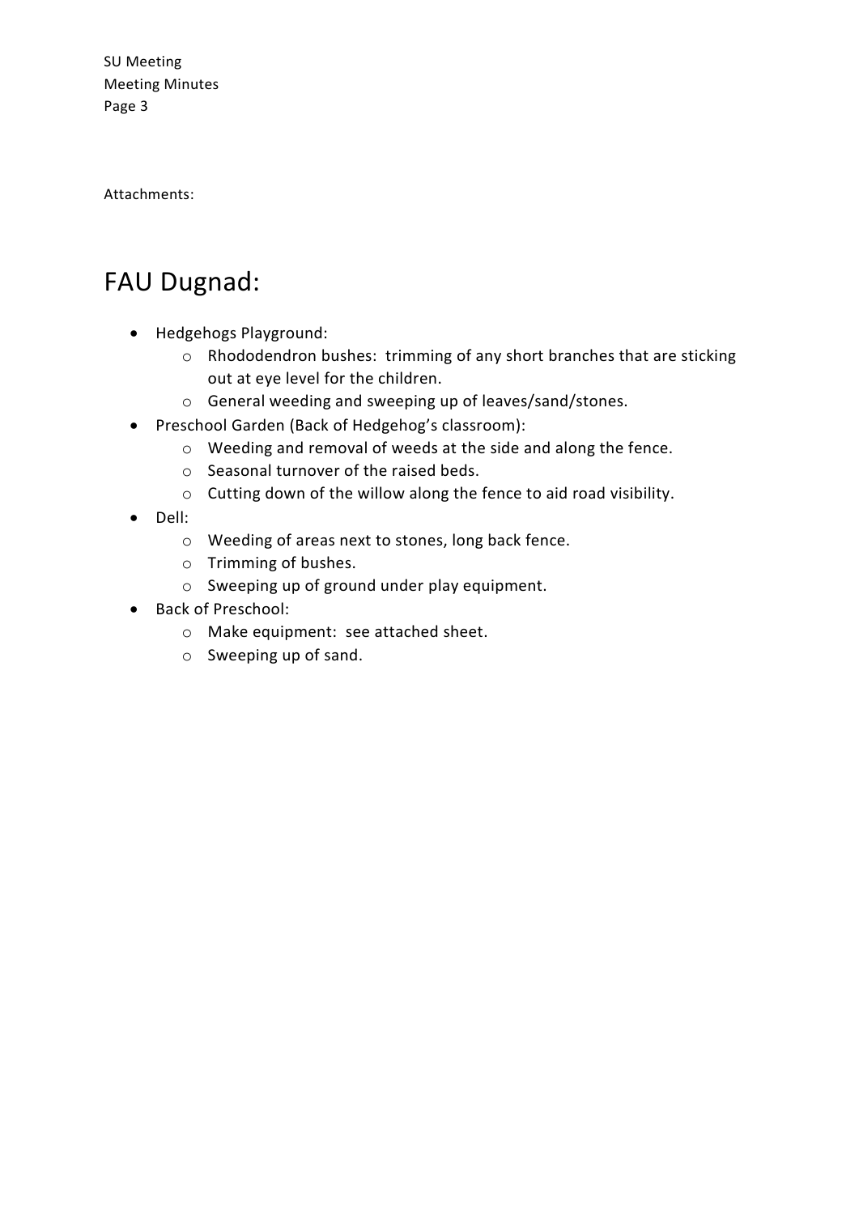Attachments:

# FAU Dugnad:

- Hedgehogs Playground:
  - Rhododendron bushes: trimming of any short branches that are sticking out at eye level for the children.
  - General weeding and sweeping up of leaves/sand/stones.
- Preschool Garden (Back of Hedgehog's classroom):
  - Weeding and removal of weeds at the side and along the fence.
  - Seasonal turnover of the raised beds.
  - Cutting down of the willow along the fence to aid road visibility.
- Dell:
  - Weeding of areas next to stones, long back fence.
  - Trimming of bushes.
  - Sweeping up of ground under play equipment.
- Back of Preschool:
  - Make equipment: see attached sheet.
  - Sweeping up of sand.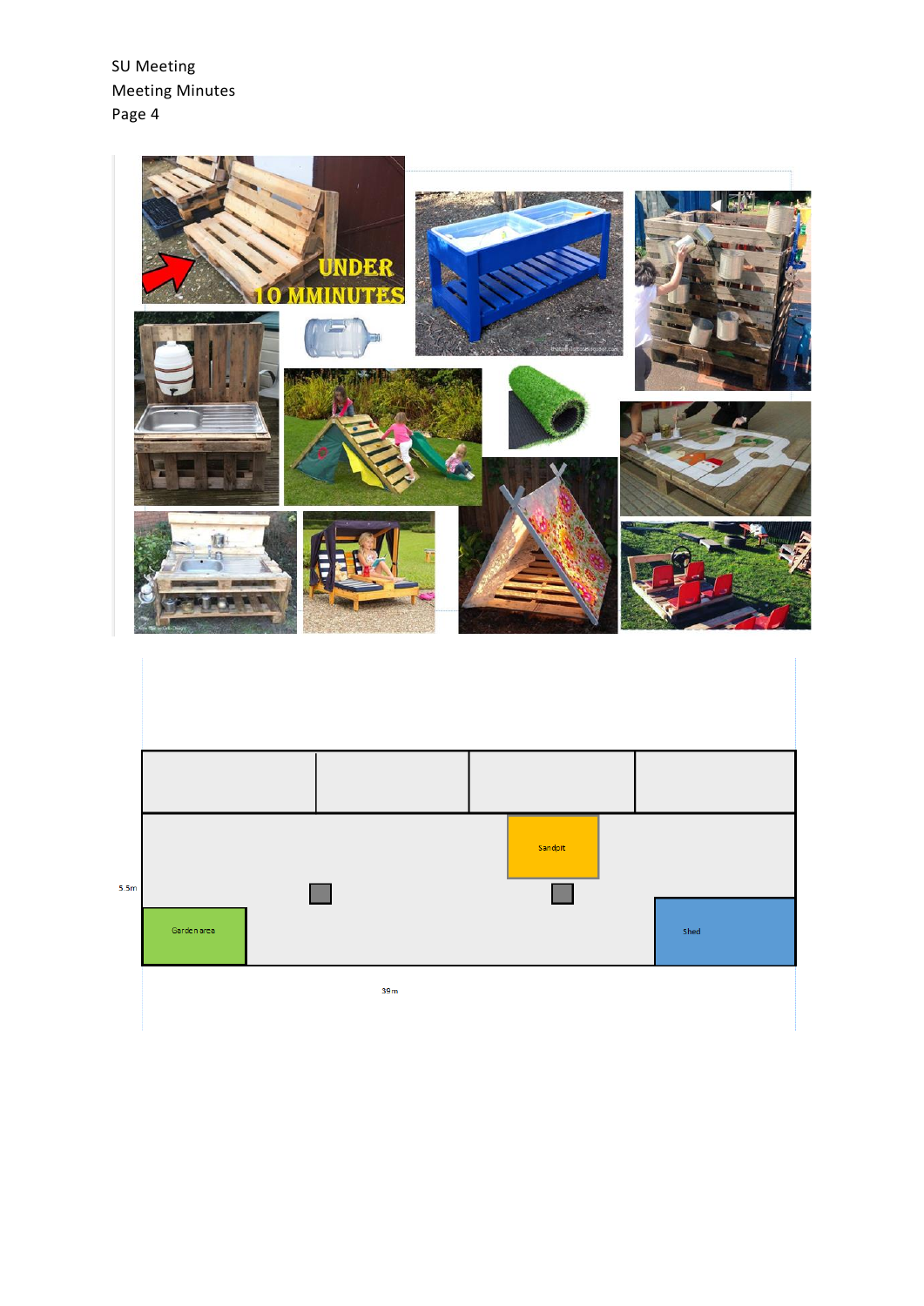UNDER 10 MMINUTES

Sandpit

5.5m

Garden area

Shed

39m